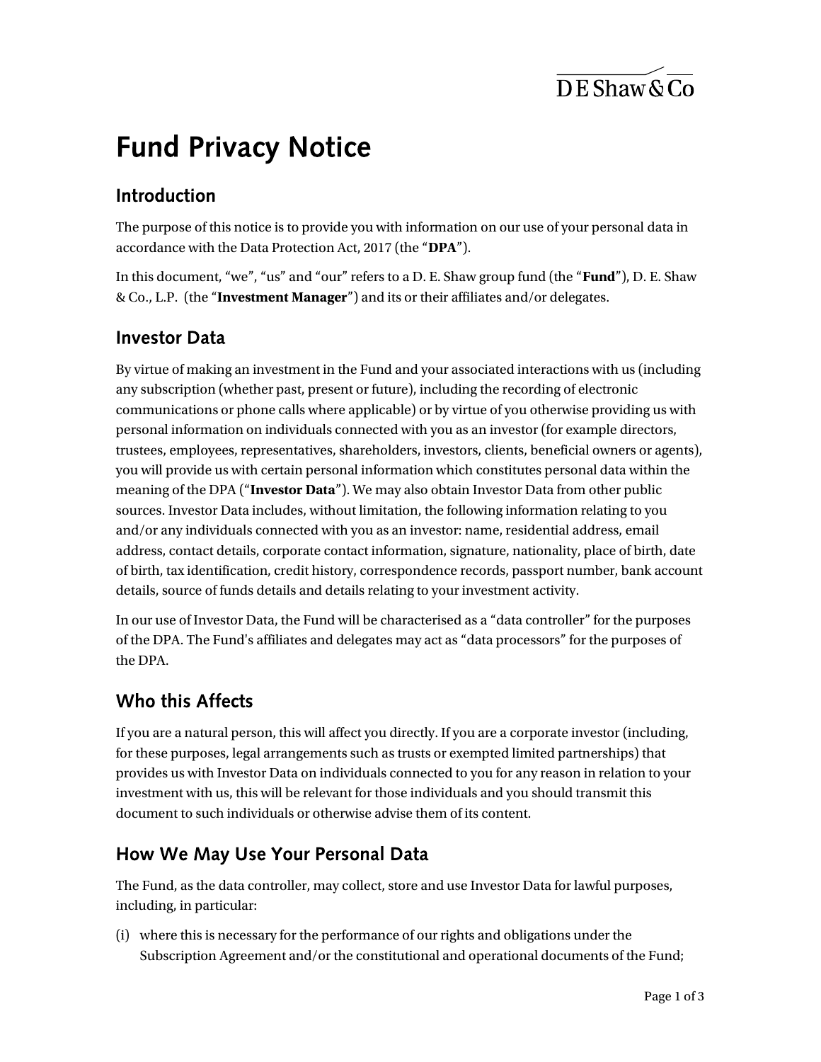# Fund Privacy Notice

## Introduction

The purpose of this notice is to provide you with information on our use of your personal data in accordance with the Data Protection Act, 2017 (the "**DPA**").

In this document, "we", "us" and "our" refers to a D. E. Shaw group fund (the "**Fund**"), D. E. Shaw & Co., L.P. (the "**Investment Manager**") and its or their affiliates and/or delegates.

## Investor Data

By virtue of making an investment in the Fund and your associated interactions with us (including any subscription (whether past, present or future), including the recording of electronic communications or phone calls where applicable) or by virtue of you otherwise providing us with personal information on individuals connected with you as an investor (for example directors, trustees, employees, representatives, shareholders, investors, clients, beneficial owners or agents), you will provide us with certain personal information which constitutes personal data within the meaning of the DPA ("**Investor Data**"). We may also obtain Investor Data from other public sources. Investor Data includes, without limitation, the following information relating to you and/or any individuals connected with you as an investor: name, residential address, email address, contact details, corporate contact information, signature, nationality, place of birth, date of birth, tax identification, credit history, correspondence records, passport number, bank account details, source of funds details and details relating to your investment activity.

In our use of Investor Data, the Fund will be characterised as a "data controller" for the purposes of the DPA. The Fund's affiliates and delegates may act as "data processors" for the purposes of the DPA.

## Who this Affects

If you are a natural person, this will affect you directly. If you are a corporate investor (including, for these purposes, legal arrangements such as trusts or exempted limited partnerships) that provides us with Investor Data on individuals connected to you for any reason in relation to your investment with us, this will be relevant for those individuals and you should transmit this document to such individuals or otherwise advise them of its content.

## How We May Use Your Personal Data

The Fund, as the data controller, may collect, store and use Investor Data for lawful purposes, including, in particular:

(i) where this is necessary for the performance of our rights and obligations under the Subscription Agreement and/or the constitutional and operational documents of the Fund;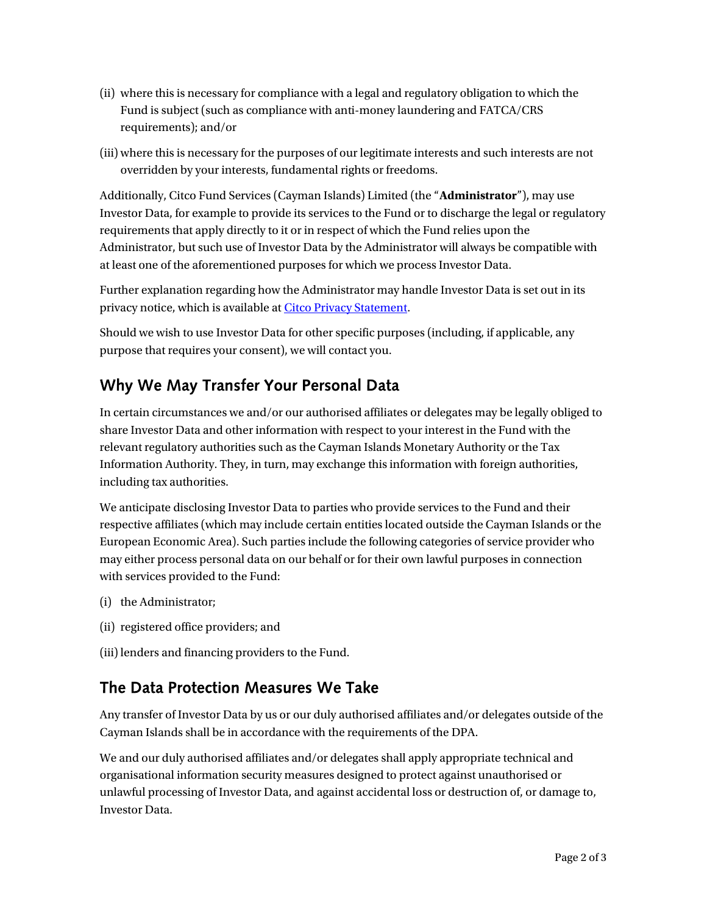(ii) where this is necessary for compliance with a legal and regulatory obligation to which the Fund is subject (such as compliance with anti-money laundering and FATCA/CRS requirements); and/or

(iii) where this is necessary for the purposes of our legitimate interests and such interests are not overridden by your interests, fundamental rights or freedoms.

Additionally, Citco Fund Services (Cayman Islands) Limited (the "**Administrator**"), may use Investor Data, for example to provide its services to the Fund or to discharge the legal or regulatory requirements that apply directly to it or in respect of which the Fund relies upon the Administrator, but such use of Investor Data by the Administrator will always be compatible with at least one of the aforementioned purposes for which we process Investor Data.

Further explanation regarding how the Administrator may handle Investor Data is set out in its privacy notice, which is available at Citco Privacy Statement.

Should we wish to use Investor Data for other specific purposes (including, if applicable, any purpose that requires your consent), we will contact you.

## Why We May Transfer Your Personal Data

In certain circumstances we and/or our authorised affiliates or delegates may be legally obliged to share Investor Data and other information with respect to your interest in the Fund with the relevant regulatory authorities such as the Cayman Islands Monetary Authority or the Tax Information Authority. They, in turn, may exchange this information with foreign authorities, including tax authorities.

We anticipate disclosing Investor Data to parties who provide services to the Fund and their respective affiliates (which may include certain entities located outside the Cayman Islands or the European Economic Area). Such parties include the following categories of service provider who may either process personal data on our behalf or for their own lawful purposes in connection with services provided to the Fund:

(i) the Administrator;

(ii) registered office providers; and

(iii) lenders and financing providers to the Fund.

## The Data Protection Measures We Take

Any transfer of Investor Data by us or our duly authorised affiliates and/or delegates outside of the Cayman Islands shall be in accordance with the requirements of the DPA.

We and our duly authorised affiliates and/or delegates shall apply appropriate technical and organisational information security measures designed to protect against unauthorised or unlawful processing of Investor Data, and against accidental loss or destruction of, or damage to, Investor Data.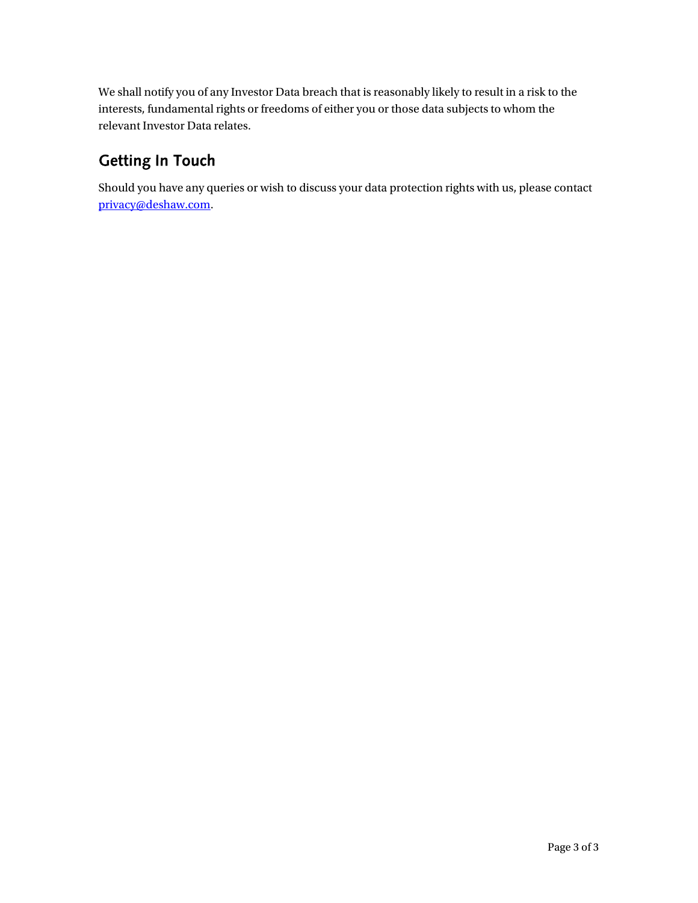We shall notify you of any Investor Data breach that is reasonably likely to result in a risk to the interests, fundamental rights or freedoms of either you or those data subjects to whom the relevant Investor Data relates.

## Getting In Touch

Should you have any queries or wish to discuss your data protection rights with us, please contact [privacy@deshaw.com](mailto:privacy@deshaw.com).